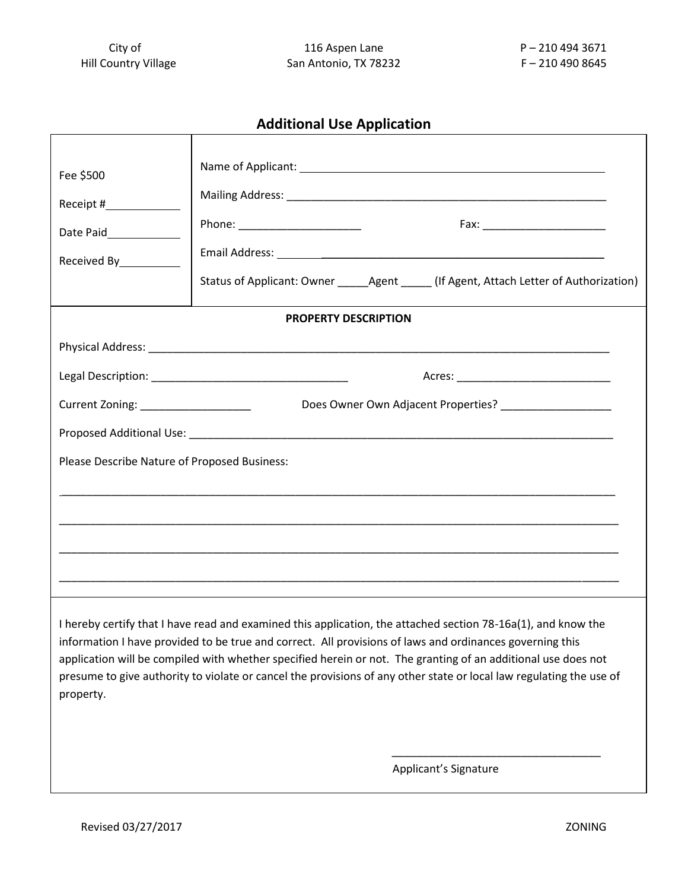City of
Hill Country Village

116 Aspen Lane
San Antonio, TX 78232

P – 210 494 3671
F – 210 490 8645

# Additional Use Application

Fee $500

Receipt #____________

Date Paid____________

Received By__________

Name of Applicant: ______________________________________________

Mailing Address: ______________________________________________

Phone: ____________________ Fax: ____________________

Email Address: ______________________________________________

Status of Applicant: Owner _____Agent _____ (If Agent, Attach Letter of Authorization)

**PROPERTY DESCRIPTION**

Physical Address: ______________________________________________________________________________

Legal Description: ________________________________ Acres: _________________________

Current Zoning: __________________ Does Owner Own Adjacent Properties? __________________

Proposed Additional Use: _______________________________________________________________________

Please Describe Nature of Proposed Business:

______________________________________________________________________________________________

______________________________________________________________________________________________

______________________________________________________________________________________________

______________________________________________________________________________________________

I hereby certify that I have read and examined this application, the attached section 78-16a(1), and know the information I have provided to be true and correct. All provisions of laws and ordinances governing this application will be compiled with whether specified herein or not. The granting of an additional use does not presume to give authority to violate or cancel the provisions of any other state or local law regulating the use of property.

___________________________________
Applicant's Signature

Revised 03/27/2017

ZONING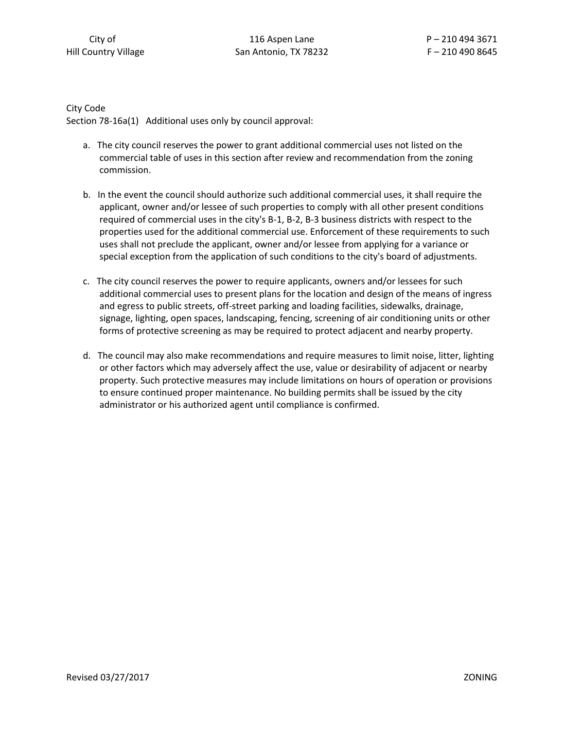City Code
Section 78-16a(1) Additional uses only by council approval:

a. The city council reserves the power to grant additional commercial uses not listed on the commercial table of uses in this section after review and recommendation from the zoning commission.

b. In the event the council should authorize such additional commercial uses, it shall require the applicant, owner and/or lessee of such properties to comply with all other present conditions required of commercial uses in the city's B-1, B-2, B-3 business districts with respect to the properties used for the additional commercial use. Enforcement of these requirements to such uses shall not preclude the applicant, owner and/or lessee from applying for a variance or special exception from the application of such conditions to the city's board of adjustments.

c. The city council reserves the power to require applicants, owners and/or lessees for such additional commercial uses to present plans for the location and design of the means of ingress and egress to public streets, off-street parking and loading facilities, sidewalks, drainage, signage, lighting, open spaces, landscaping, fencing, screening of air conditioning units or other forms of protective screening as may be required to protect adjacent and nearby property.

d. The council may also make recommendations and require measures to limit noise, litter, lighting or other factors which may adversely affect the use, value or desirability of adjacent or nearby property. Such protective measures may include limitations on hours of operation or provisions to ensure continued proper maintenance. No building permits shall be issued by the city administrator or his authorized agent until compliance is confirmed.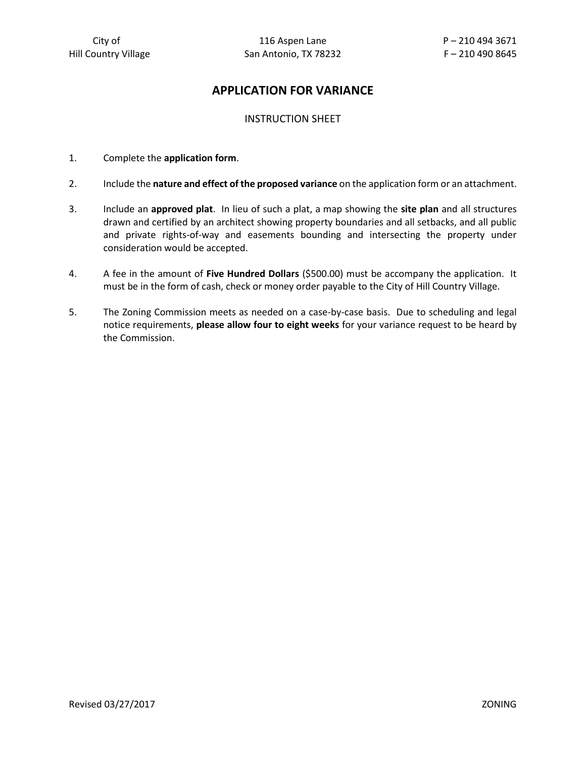City of
Hill Country Village

116 Aspen Lane
San Antonio, TX 78232

P – 210 494 3671
F – 210 490 8645

# APPLICATION FOR VARIANCE

## INSTRUCTION SHEET

1. Complete the **application form**.

2. Include the **nature and effect of the proposed variance** on the application form or an attachment.

3. Include an **approved plat**. In lieu of such a plat, a map showing the **site plan** and all structures drawn and certified by an architect showing property boundaries and all setbacks, and all public and private rights-of-way and easements bounding and intersecting the property under consideration would be accepted.

4. A fee in the amount of **Five Hundred Dollars** ($500.00) must be accompany the application. It must be in the form of cash, check or money order payable to the City of Hill Country Village.

5. The Zoning Commission meets as needed on a case-by-case basis. Due to scheduling and legal notice requirements, **please allow four to eight weeks** for your variance request to be heard by the Commission.

Revised 03/27/2017

ZONING